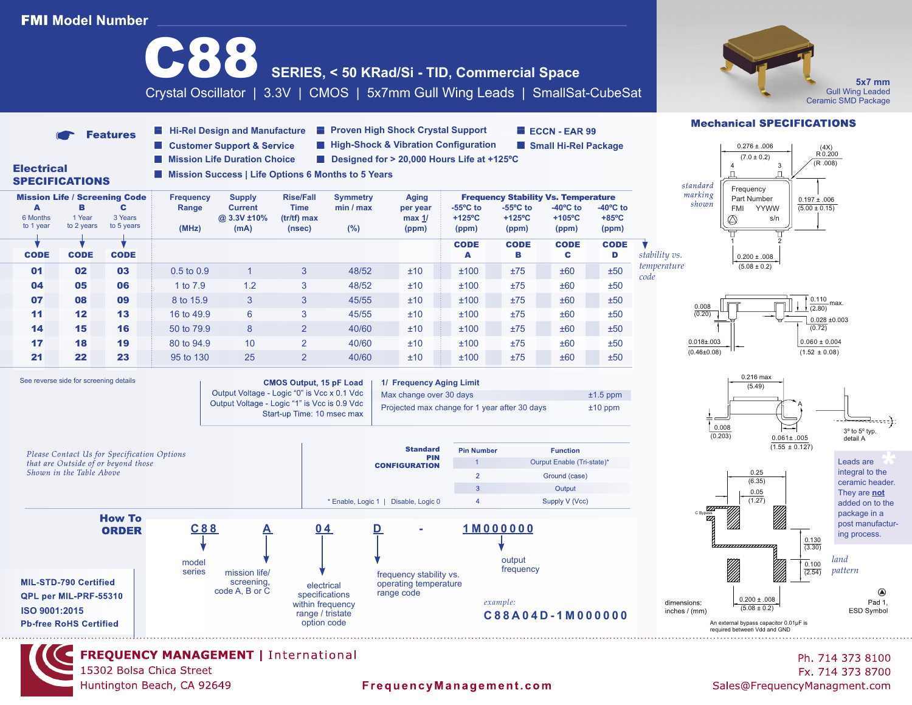# FMI Model Number

# C88

**SERIES, < 50 KRad/Si - TID, Commercial Space**

Crystal Oscillator | 3.3V | CMOS | 5x7mm Gull Wing Leads | SmallSat-CubeSat

5x7 mm Gull Wing Leaded Ceramic SMD Package

## Features

- Hi-Rel Design and Manufacture
- Customer Support & Service
- Mission Life Duration Choice
- Mission Success | Life Options 6 Months to 5 Years
- Proven High Shock Crystal Support
- High-Shock & Vibration Configuration
- Designed for > 20,000 Hours Life at +125ºC
- ECCN - EAR 99
- Small Hi-Rel Package

## Electrical SPECIFICATIONS

| Mission Life / Screening Code A (6 Months to 1 year) | B (1 Year to 2 years) | C (3 Years to 5 years) | Frequency Range (MHz) | Supply Current @ 3.3V ±10% (mA) | Rise/Fall Time (tr/tf) max (nsec) | Symmetry min / max (%) | Aging per year max 1/ (ppm) | Frequency Stability Vs. Temperature: -55ºC to +125ºC (ppm) | -55ºC to +125ºC (ppm) | -40ºC to +105ºC (ppm) | -40ºC to +85ºC (ppm) |
|---|---|---|---|---|---|---|---|---|---|---|---|
| CODE | CODE | CODE | | | | | | CODE A | CODE B | CODE C | CODE D |
| 01 | 02 | 03 | 0.5 to 0.9 | 1 | 3 | 48/52 | ±10 | ±100 | ±75 | ±60 | ±50 |
| 04 | 05 | 06 | 1 to 7.9 | 1.2 | 3 | 48/52 | ±10 | ±100 | ±75 | ±60 | ±50 |
| 07 | 08 | 09 | 8 to 15.9 | 3 | 3 | 45/55 | ±10 | ±100 | ±75 | ±60 | ±50 |
| 11 | 12 | 13 | 16 to 49.9 | 6 | 3 | 45/55 | ±10 | ±100 | ±75 | ±60 | ±50 |
| 14 | 15 | 16 | 50 to 79.9 | 8 | 2 | 40/60 | ±10 | ±100 | ±75 | ±60 | ±50 |
| 17 | 18 | 19 | 80 to 94.9 | 10 | 2 | 40/60 | ±10 | ±100 | ±75 | ±60 | ±50 |
| 21 | 22 | 23 | 95 to 130 | 25 | 2 | 40/60 | ±10 | ±100 | ±75 | ±60 | ±50 |

*stability vs. temperature code*

See reverse side for screening details

**CMOS Output, 15 pF Load**
Output Voltage - Logic "0" is Vcc x 0.1 Vdc
Output Voltage - Logic "1" is Vcc is 0.9 Vdc
Start-up Time: 10 msec max

**1/ Frequency Aging Limit**

| | |
|---|---|
| Max change over 30 days | ±1.5 ppm |
| Projected max change for 1 year after 30 days | ±10 ppm |

*Please Contact Us for Specification Options that are Outside of or beyond those Shown in the Table Above*

**Standard PIN CONFIGURATION**

| Pin Number | Function |
|---|---|
| 1 | Ourput Enable (Tri-state)* |
| 2 | Ground (case) |
| 3 | Output |
| 4 | Supply V (Vcc) |

\* Enable, Logic 1 | Disable, Logic 0

## How To ORDER

**C88** - model series
**A** - mission life/ screening, code A, B or C
**04** - electrical specifications within frequency range / tristate option code
**D** - frequency stability vs. operating temperature range code
**-**
**1M000000** - output frequency

*example:* **C88A04D-1M000000**

**MIL-STD-790 Certified**
**QPL per MIL-PRF-55310**
**ISO 9001:2015**
**Pb-free RoHS Certified**

## Mechanical SPECIFICATIONS

*standard marking shown*: Frequency / Part Number / FMI YYWW / s/n

- 0.276 ± .006 (7.0 ± 0.2)
- (4X) R 0.200 (R .008)
- 0.197 ± .006 (5.00 ± 0.15)
- 0.200 ± .008 (5.08 ± 0.2)
- 0.008 (0.20)
- 0.110 max. (2.80)
- 0.028 ±0.003 (0.72)
- 0.018±.003 (0.46±0.08)
- 0.060 ± 0.004 (1.52 ± 0.08)
- 0.216 max (5.49)
- 0.008 (0.203)
- 0.061± .005 (1.55 ± 0.127)
- 3º to 5º typ. detail A

Leads are integral to the ceramic header. They are **not** added on to the package in a post manufacturing process.

*land pattern*: 0.25 (6.35); 0.05 (1.27); 0.130 (3.30); 0.100 (2.54); 0.200 ± .008 (5.08 ± 0.2); C Bypass

dimensions: inches / (mm)

Pad 1, ESD Symbol

An external bypass capacitor 0.01µF is required between Vdd and GND

**FREQUENCY MANAGEMENT | International**
15302 Bolsa Chica Street
Huntington Beach, CA 92649

FrequencyManagement.com

Ph. 714 373 8100
Fx. 714 373 8700
Sales@FrequencyManagment.com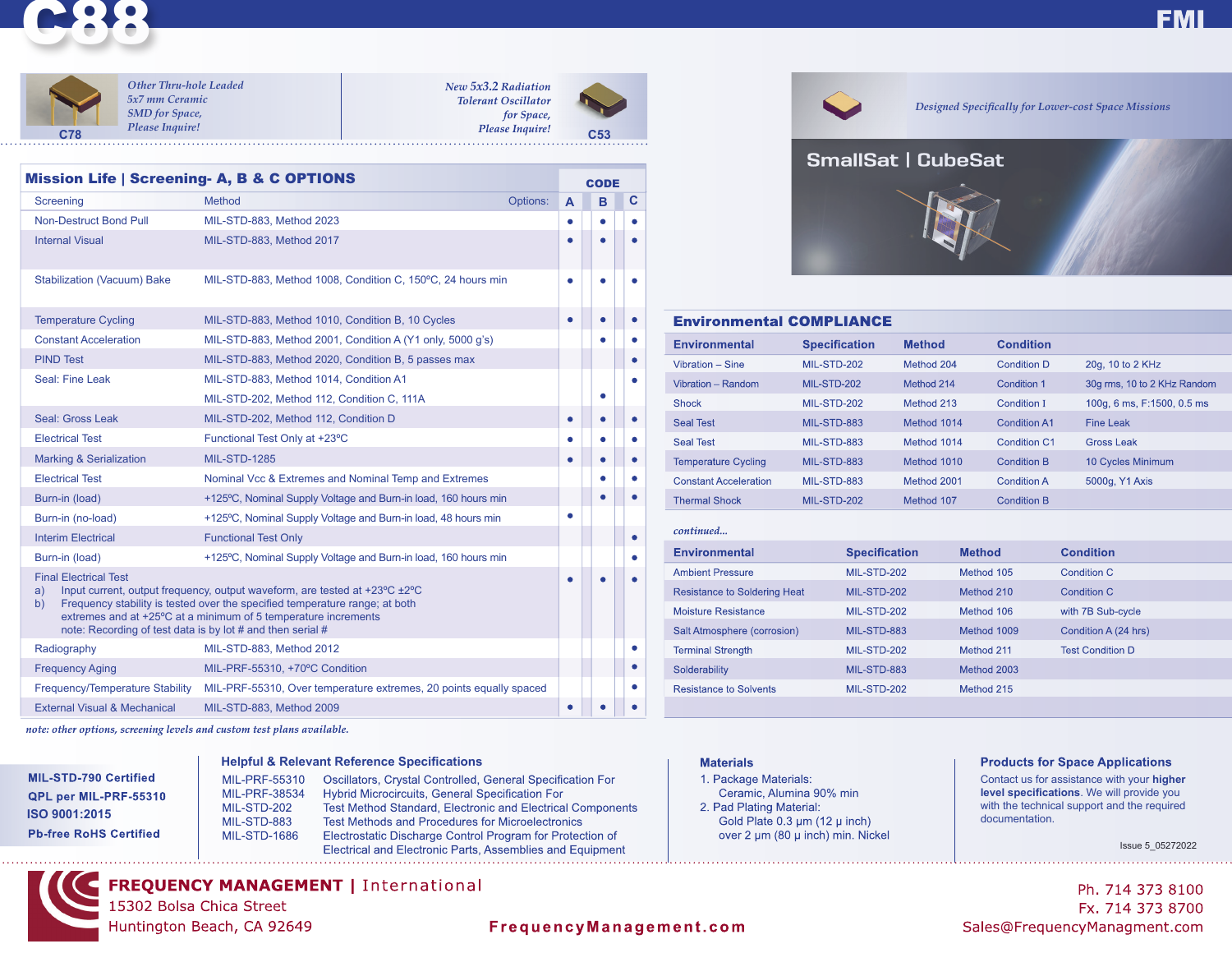# C88

Other Thru-hole Leaded 5x7 mm Ceramic SMD for Space, Please Inquire!

C78

New 5x3.2 Radiation Tolerant Oscillator for Space, Please Inquire!

C53

Designed Specifically for Lower-cost Space Missions

SmallSat | CubeSat

## Mission Life | Screening- A, B & C OPTIONS

| Screening | Method | A | B | C |
|---|---|---|---|---|
| Non-Destruct Bond Pull | MIL-STD-883, Method 2023 | • | • | • |
| Internal Visual | MIL-STD-883, Method 2017 | • | • | • |
| Stabilization (Vacuum) Bake | MIL-STD-883, Method 1008, Condition C, 150ºC, 24 hours min | • | • | • |
| Temperature Cycling | MIL-STD-883, Method 1010, Condition B, 10 Cycles | • | • | • |
| Constant Acceleration | MIL-STD-883, Method 2001, Condition A (Y1 only, 5000 g's) | | • | • |
| PIND Test | MIL-STD-883, Method 2020, Condition B, 5 passes max | | | • |
| Seal: Fine Leak | MIL-STD-883, Method 1014, Condition A1 | | | • |
| | MIL-STD-202, Method 112, Condition C, 111A | | • | |
| Seal: Gross Leak | MIL-STD-202, Method 112, Condition D | • | • | • |
| Electrical Test | Functional Test Only at +23ºC | • | • | • |
| Marking & Serialization | MIL-STD-1285 | • | • | • |
| Electrical Test | Nominal Vcc & Extremes and Nominal Temp and Extremes | | • | • |
| Burn-in (load) | +125ºC, Nominal Supply Voltage and Burn-in load, 160 hours min | | • | • |
| Burn-in (no-load) | +125ºC, Nominal Supply Voltage and Burn-in load, 48 hours min | • | | |
| Interim Electrical | Functional Test Only | | | • |
| Burn-in (load) | +125ºC, Nominal Supply Voltage and Burn-in load, 160 hours min | | | • |
| Final Electrical Test | a) Input current, output frequency, output waveform, are tested at +23ºC ±2ºC<br>b) Frequency stability is tested over the specified temperature range; at both extremes and at +25ºC at a minimum of 5 temperature increments<br>note: Recording of test data is by lot # and then serial # | • | • | • |
| Radiography | MIL-STD-883, Method 2012 | | | • |
| Frequency Aging | MIL-PRF-55310, +70ºC Condition | | | • |
| Frequency/Temperature Stability | MIL-PRF-55310, Over temperature extremes, 20 points equally spaced | | | • |
| External Visual & Mechanical | MIL-STD-883, Method 2009 | • | • | • |

*note: other options, screening levels and custom test plans available.*

## Environmental COMPLIANCE

| Environmental | Specification | Method | Condition | |
|---|---|---|---|---|
| Vibration – Sine | MIL-STD-202 | Method 204 | Condition D | 20g, 10 to 2 KHz |
| Vibration – Random | MIL-STD-202 | Method 214 | Condition 1 | 30g rms, 10 to 2 KHz Random |
| Shock | MIL-STD-202 | Method 213 | Condition I | 100g, 6 ms, F:1500, 0.5 ms |
| Seal Test | MIL-STD-883 | Method 1014 | Condition A1 | Fine Leak |
| Seal Test | MIL-STD-883 | Method 1014 | Condition C1 | Gross Leak |
| Temperature Cycling | MIL-STD-883 | Method 1010 | Condition B | 10 Cycles Minimum |
| Constant Acceleration | MIL-STD-883 | Method 2001 | Condition A | 5000g, Y1 Axis |
| Thermal Shock | MIL-STD-202 | Method 107 | Condition B | |

*continued...*

| Environmental | Specification | Method | Condition |
|---|---|---|---|
| Ambient Pressure | MIL-STD-202 | Method 105 | Condition C |
| Resistance to Soldering Heat | MIL-STD-202 | Method 210 | Condition C |
| Moisture Resistance | MIL-STD-202 | Method 106 | with 7B Sub-cycle |
| Salt Atmosphere (corrosion) | MIL-STD-883 | Method 1009 | Condition A (24 hrs) |
| Terminal Strength | MIL-STD-202 | Method 211 | Test Condition D |
| Solderability | MIL-STD-883 | Method 2003 | |
| Resistance to Solvents | MIL-STD-202 | Method 215 | |

**MIL-STD-790 Certified**
**QPL per MIL-PRF-55310**
**ISO 9001:2015**
**Pb-free RoHS Certified**

### Helpful & Relevant Reference Specifications

| | |
|---|---|
| MIL-PRF-55310 | Oscillators, Crystal Controlled, General Specification For |
| MIL-PRF-38534 | Hybrid Microcircuits, General Specification For |
| MIL-STD-202 | Test Method Standard, Electronic and Electrical Components |
| MIL-STD-883 | Test Methods and Procedures for Microelectronics |
| MIL-STD-1686 | Electrostatic Discharge Control Program for Protection of Electrical and Electronic Parts, Assemblies and Equipment |

### Materials

1. Package Materials:
   Ceramic, Alumina 90% min
2. Pad Plating Material:
   Gold Plate 0.3 µm (12 µ inch)
   over 2 µm (80 µ inch) min. Nickel

### Products for Space Applications

Contact us for assistance with your **higher level specifications**. We will provide you with the technical support and the required documentation.

Issue 5_05272022

**FREQUENCY MANAGEMENT** | International
15302 Bolsa Chica Street
Huntington Beach, CA 92649

FrequencyManagement.com

Ph. 714 373 8100
Fx. 714 373 8700
Sales@FrequencyManagment.com